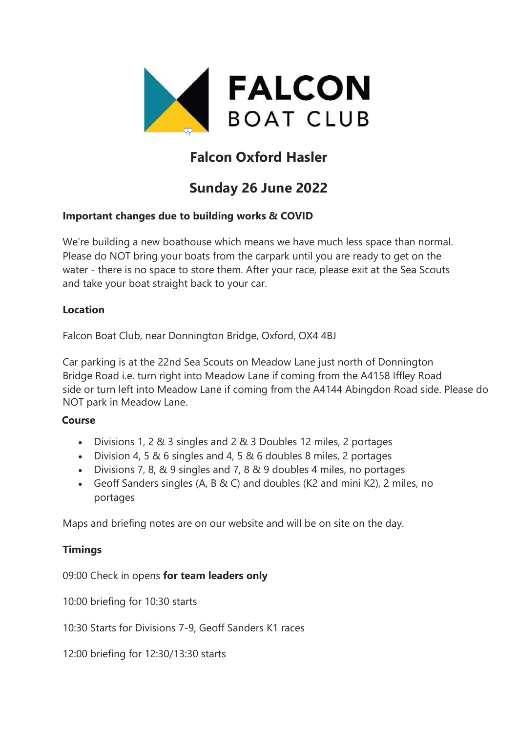# Falcon Oxford Hasler

## Sunday 26 June 2022

**Important changes due to building works & COVID**

We're building a new boathouse which means we have much less space than normal. Please do NOT bring your boats from the carpark until you are ready to get on the water - there is no space to store them. After your race, please exit at the Sea Scouts and take your boat straight back to your car.

**Location**

Falcon Boat Club, near Donnington Bridge, Oxford, OX4 4BJ

Car parking is at the 22nd Sea Scouts on Meadow Lane just north of Donnington Bridge Road i.e. turn right into Meadow Lane if coming from the A4158 Iffley Road side or turn left into Meadow Lane if coming from the A4144 Abingdon Road side. Please do NOT park in Meadow Lane.

**Course**

- Divisions 1, 2 & 3 singles and 2 & 3 Doubles 12 miles, 2 portages
- Division 4, 5 & 6 singles and 4, 5 & 6 doubles 8 miles, 2 portages
- Divisions 7, 8, & 9 singles and 7, 8 & 9 doubles 4 miles, no portages
- Geoff Sanders singles (A, B & C) and doubles (K2 and mini K2), 2 miles, no portages

Maps and briefing notes are on our website and will be on site on the day.

**Timings**

09:00 Check in opens **for team leaders only**

10:00 briefing for 10:30 starts

10:30 Starts for Divisions 7-9, Geoff Sanders K1 races

12:00 briefing for 12:30/13:30 starts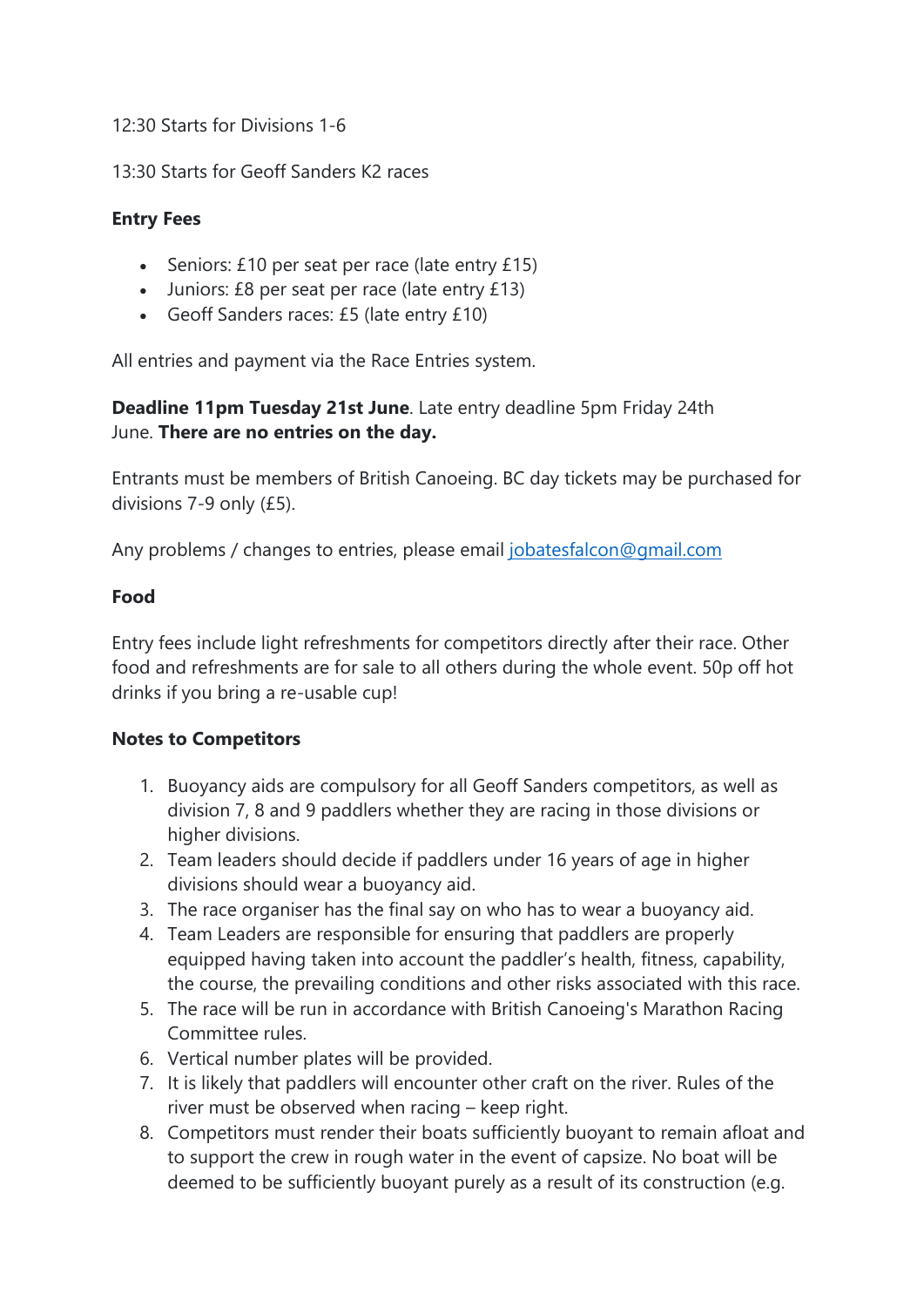12:30 Starts for Divisions 1-6

13:30 Starts for Geoff Sanders K2 races

**Entry Fees**

- Seniors: £10 per seat per race (late entry £15)
- Juniors: £8 per seat per race (late entry £13)
- Geoff Sanders races: £5 (late entry £10)

All entries and payment via the Race Entries system.

**Deadline 11pm Tuesday 21st June**. Late entry deadline 5pm Friday 24th June. **There are no entries on the day.**

Entrants must be members of British Canoeing. BC day tickets may be purchased for divisions 7-9 only (£5).

Any problems / changes to entries, please email jobatesfalcon@gmail.com

**Food**

Entry fees include light refreshments for competitors directly after their race. Other food and refreshments are for sale to all others during the whole event. 50p off hot drinks if you bring a re-usable cup!

**Notes to Competitors**

1. Buoyancy aids are compulsory for all Geoff Sanders competitors, as well as division 7, 8 and 9 paddlers whether they are racing in those divisions or higher divisions.
2. Team leaders should decide if paddlers under 16 years of age in higher divisions should wear a buoyancy aid.
3. The race organiser has the final say on who has to wear a buoyancy aid.
4. Team Leaders are responsible for ensuring that paddlers are properly equipped having taken into account the paddler's health, fitness, capability, the course, the prevailing conditions and other risks associated with this race.
5. The race will be run in accordance with British Canoeing's Marathon Racing Committee rules.
6. Vertical number plates will be provided.
7. It is likely that paddlers will encounter other craft on the river. Rules of the river must be observed when racing – keep right.
8. Competitors must render their boats sufficiently buoyant to remain afloat and to support the crew in rough water in the event of capsize. No boat will be deemed to be sufficiently buoyant purely as a result of its construction (e.g.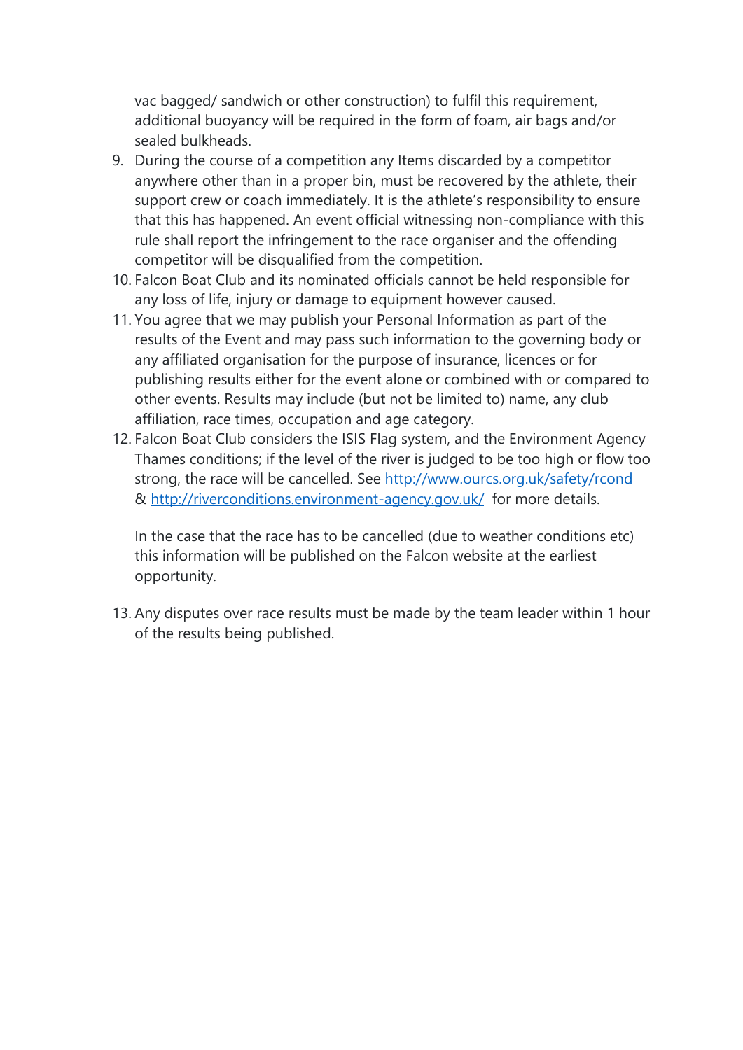vac bagged/ sandwich or other construction) to fulfil this requirement, additional buoyancy will be required in the form of foam, air bags and/or sealed bulkheads.

9. During the course of a competition any Items discarded by a competitor anywhere other than in a proper bin, must be recovered by the athlete, their support crew or coach immediately. It is the athlete's responsibility to ensure that this has happened. An event official witnessing non-compliance with this rule shall report the infringement to the race organiser and the offending competitor will be disqualified from the competition.
10. Falcon Boat Club and its nominated officials cannot be held responsible for any loss of life, injury or damage to equipment however caused.
11. You agree that we may publish your Personal Information as part of the results of the Event and may pass such information to the governing body or any affiliated organisation for the purpose of insurance, licences or for publishing results either for the event alone or combined with or compared to other events. Results may include (but not be limited to) name, any club affiliation, race times, occupation and age category.
12. Falcon Boat Club considers the ISIS Flag system, and the Environment Agency Thames conditions; if the level of the river is judged to be too high or flow too strong, the race will be cancelled. See [http://www.ourcs.org.uk/safety/rcond](http://www.ourcs.org.uk/safety/rcond) & [http://riverconditions.environment-agency.gov.uk/](http://riverconditions.environment-agency.gov.uk/) for more details.

    In the case that the race has to be cancelled (due to weather conditions etc) this information will be published on the Falcon website at the earliest opportunity.

13. Any disputes over race results must be made by the team leader within 1 hour of the results being published.